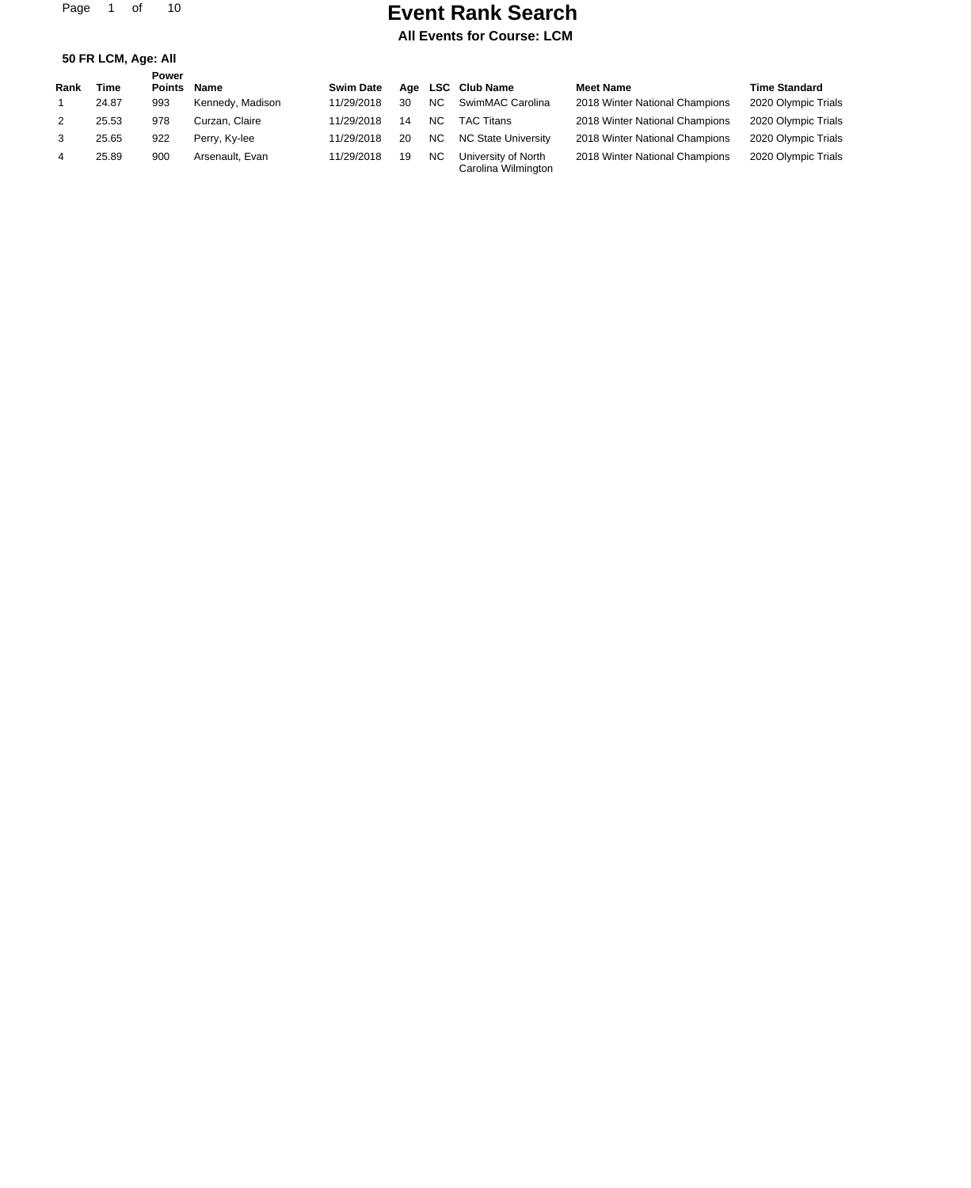# Event Rank Search

**All Events for Course: LCM**

**50 FR LCM, Age: All**

| Rank | Time | Power Points | Name | Swim Date | Age | LSC | Club Name | Meet Name | Time Standard |
|---|---|---|---|---|---|---|---|---|---|
| 1 | 24.87 | 993 | Kennedy, Madison | 11/29/2018 | 30 | NC | SwimMAC Carolina | 2018 Winter National Champions | 2020 Olympic Trials |
| 2 | 25.53 | 978 | Curzan, Claire | 11/29/2018 | 14 | NC | TAC Titans | 2018 Winter National Champions | 2020 Olympic Trials |
| 3 | 25.65 | 922 | Perry, Ky-lee | 11/29/2018 | 20 | NC | NC State University | 2018 Winter National Champions | 2020 Olympic Trials |
| 4 | 25.89 | 900 | Arsenault, Evan | 11/29/2018 | 19 | NC | University of North Carolina Wilmington | 2018 Winter National Champions | 2020 Olympic Trials |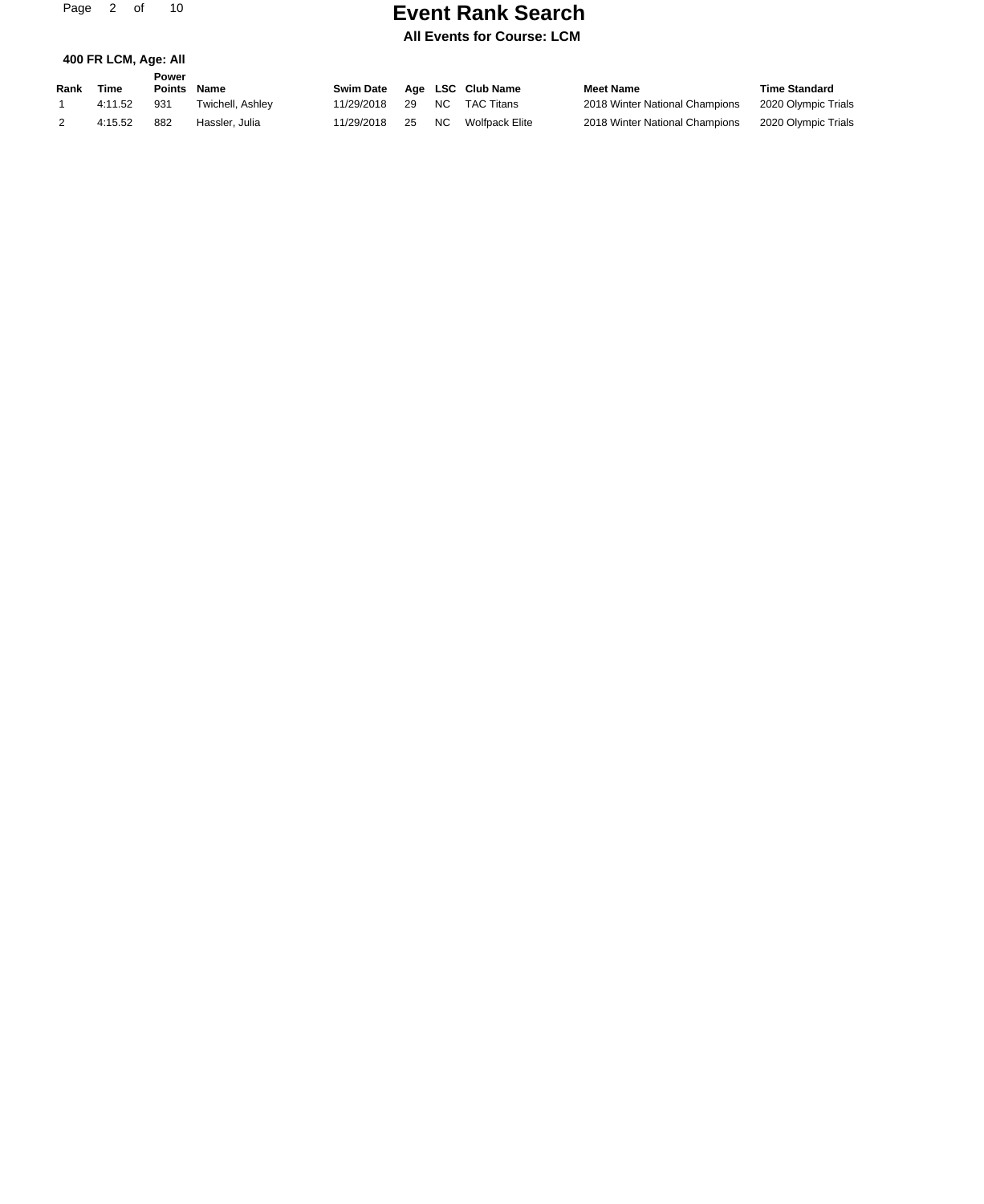# Event Rank Search

**All Events for Course: LCM**

**400 FR LCM, Age: All**

| Rank | Time | Power Points | Name | Swim Date | Age | LSC | Club Name | Meet Name | Time Standard |
|---|---|---|---|---|---|---|---|---|---|
| 1 | 4:11.52 | 931 | Twichell, Ashley | 11/29/2018 | 29 | NC | TAC Titans | 2018 Winter National Champions | 2020 Olympic Trials |
| 2 | 4:15.52 | 882 | Hassler, Julia | 11/29/2018 | 25 | NC | Wolfpack Elite | 2018 Winter National Champions | 2020 Olympic Trials |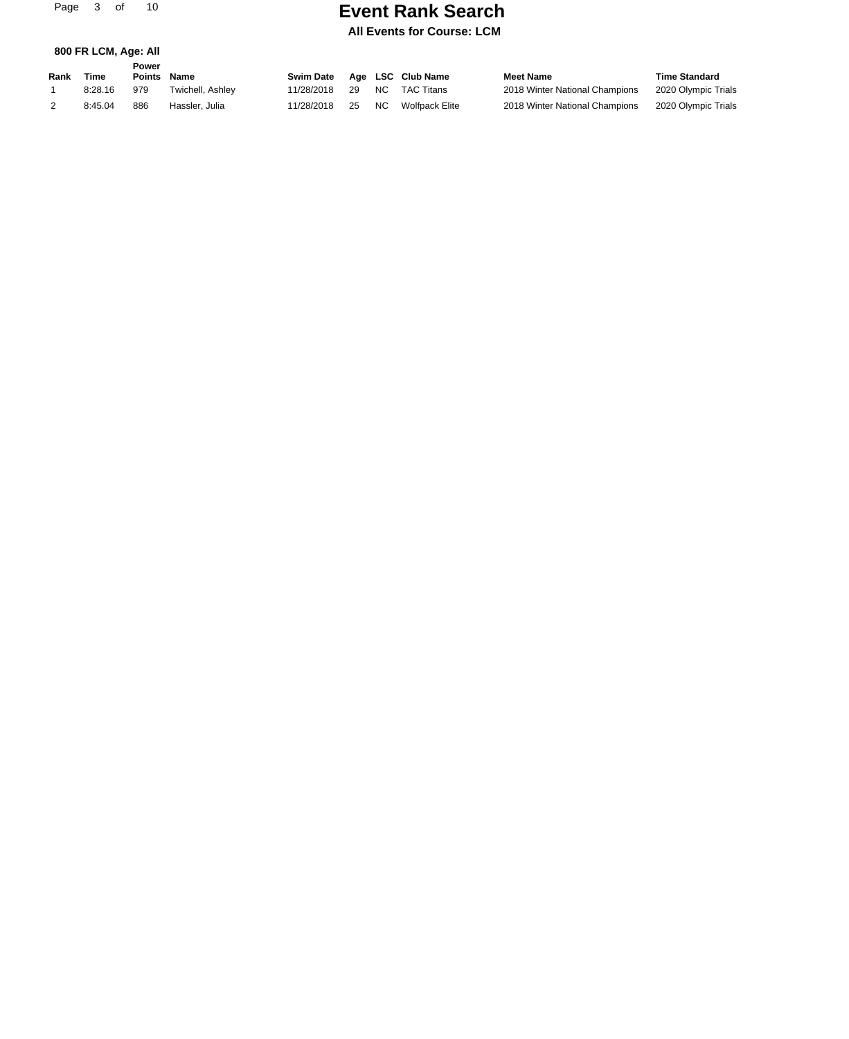# Event Rank Search

**All Events for Course: LCM**

**800 FR LCM, Age: All**

| Rank | Time | Power Points | Name | Swim Date | Age | LSC | Club Name | Meet Name | Time Standard |
|---|---|---|---|---|---|---|---|---|---|
| 1 | 8:28.16 | 979 | Twichell, Ashley | 11/28/2018 | 29 | NC | TAC Titans | 2018 Winter National Champions | 2020 Olympic Trials |
| 2 | 8:45.04 | 886 | Hassler, Julia | 11/28/2018 | 25 | NC | Wolfpack Elite | 2018 Winter National Champions | 2020 Olympic Trials |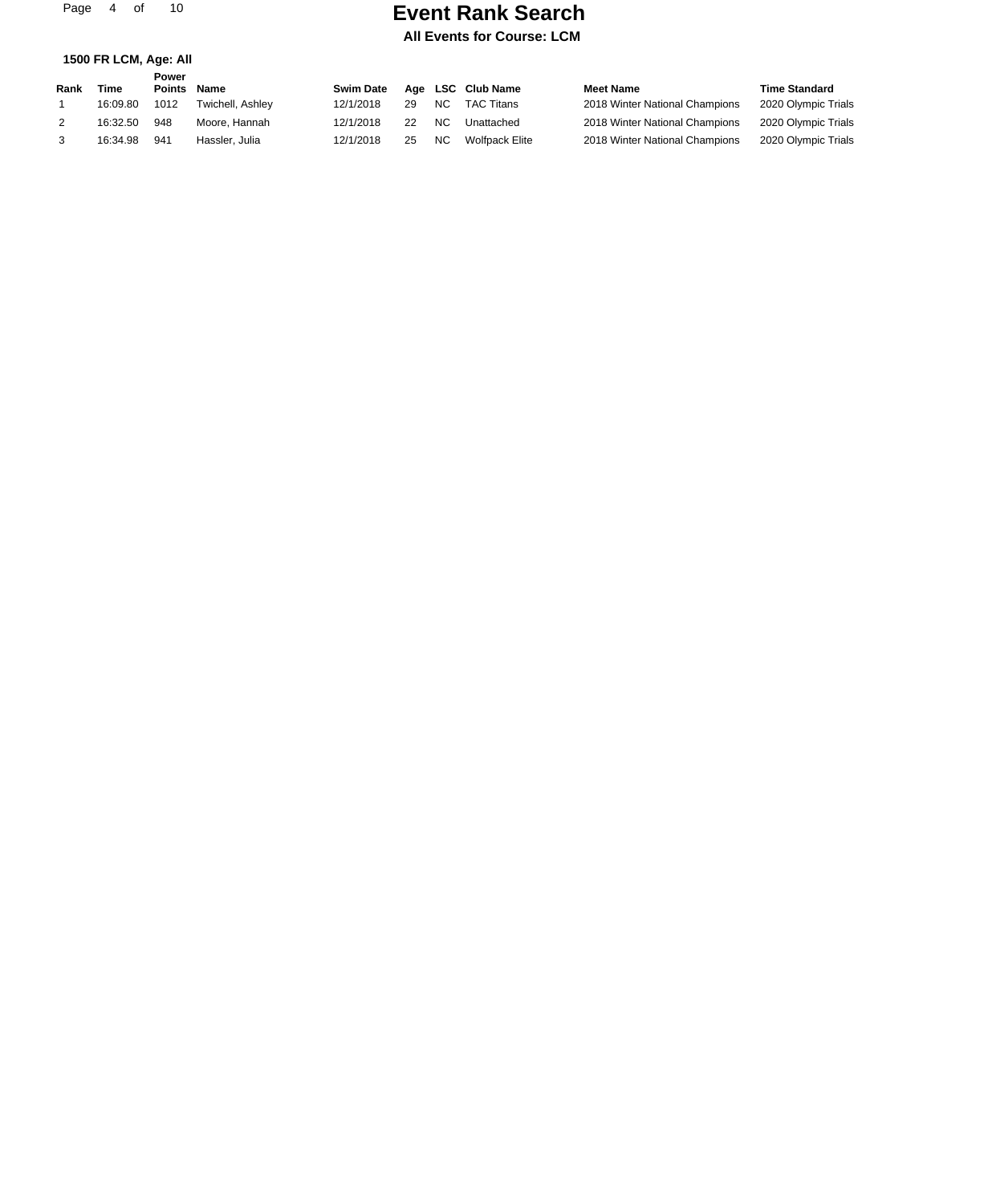# Event Rank Search

**All Events for Course: LCM**

**1500 FR LCM, Age: All**

| Rank | Time | Power Points | Name | Swim Date | Age | LSC | Club Name | Meet Name | Time Standard |
|---|---|---|---|---|---|---|---|---|---|
| 1 | 16:09.80 | 1012 | Twichell, Ashley | 12/1/2018 | 29 | NC | TAC Titans | 2018 Winter National Champions | 2020 Olympic Trials |
| 2 | 16:32.50 | 948 | Moore, Hannah | 12/1/2018 | 22 | NC | Unattached | 2018 Winter National Champions | 2020 Olympic Trials |
| 3 | 16:34.98 | 941 | Hassler, Julia | 12/1/2018 | 25 | NC | Wolfpack Elite | 2018 Winter National Champions | 2020 Olympic Trials |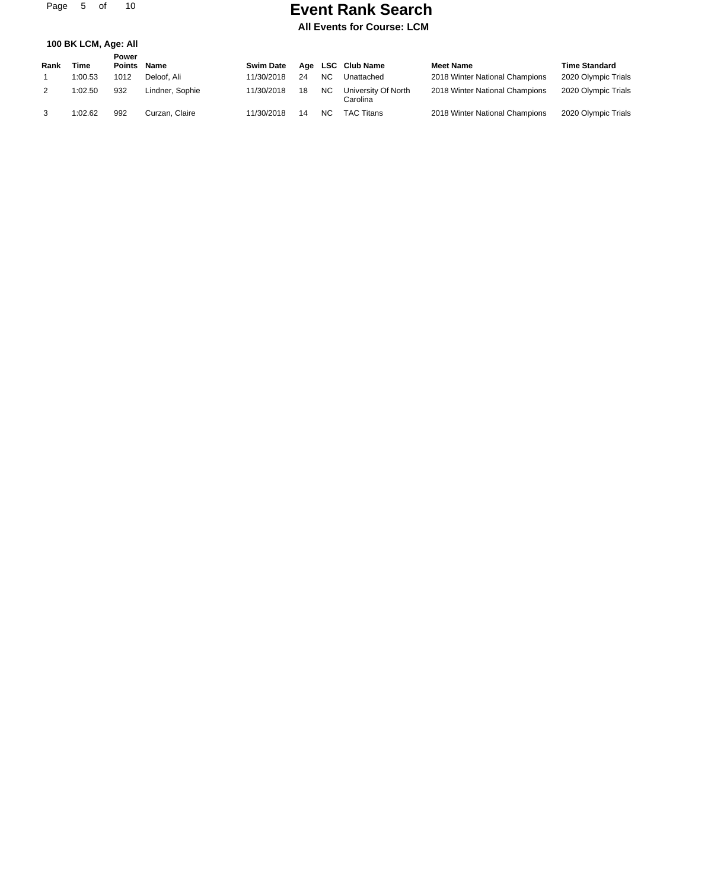# Event Rank Search

**All Events for Course: LCM**

**100 BK LCM, Age: All**

| Rank | Time | Power Points | Name | Swim Date | Age | LSC | Club Name | Meet Name | Time Standard |
|---|---|---|---|---|---|---|---|---|---|
| 1 | 1:00.53 | 1012 | Deloof, Ali | 11/30/2018 | 24 | NC | Unattached | 2018 Winter National Champions | 2020 Olympic Trials |
| 2 | 1:02.50 | 932 | Lindner, Sophie | 11/30/2018 | 18 | NC | University Of North Carolina | 2018 Winter National Champions | 2020 Olympic Trials |
| 3 | 1:02.62 | 992 | Curzan, Claire | 11/30/2018 | 14 | NC | TAC Titans | 2018 Winter National Champions | 2020 Olympic Trials |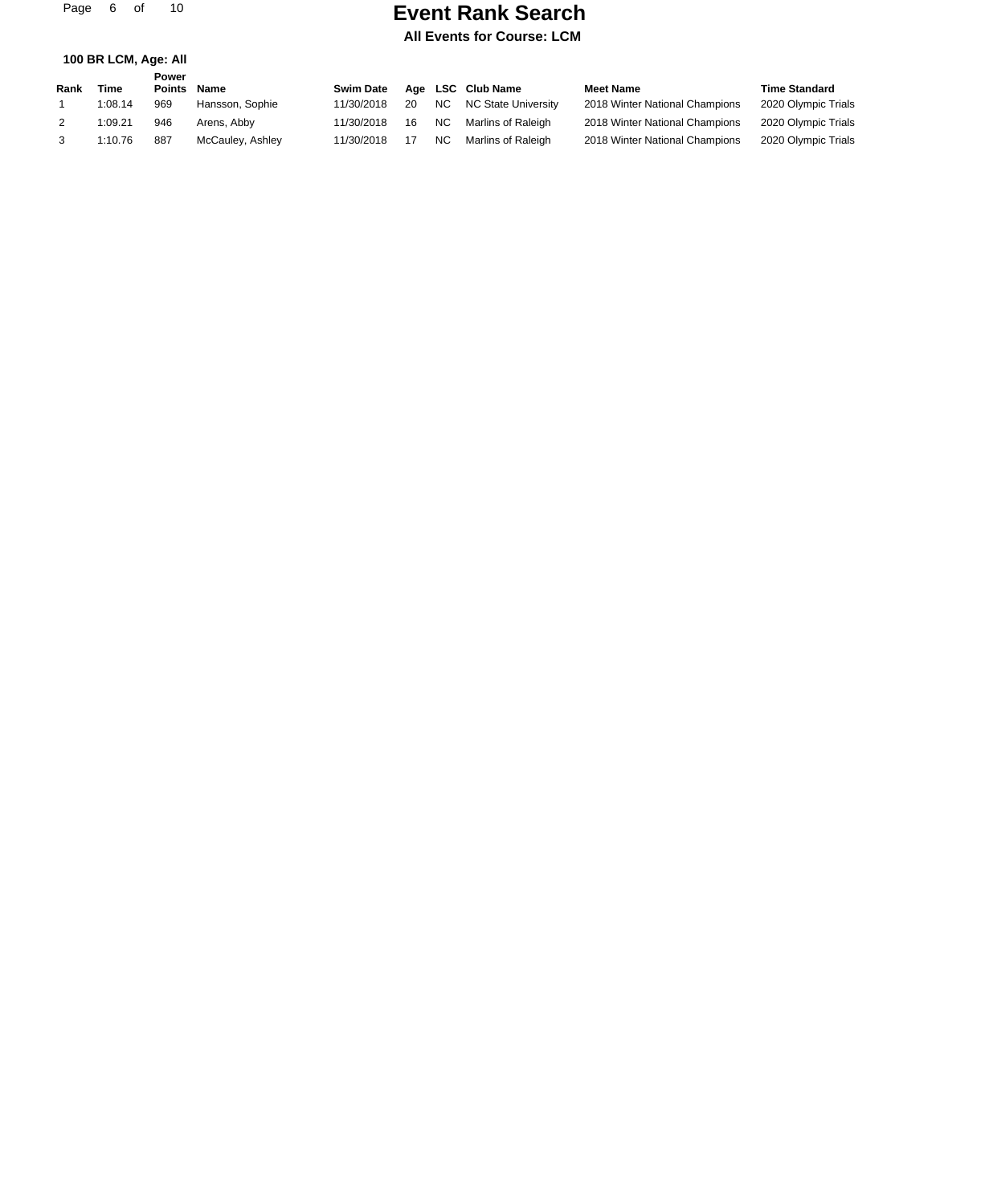# Event Rank Search

**All Events for Course: LCM**

**100 BR LCM, Age: All**

| Rank | Time | Power Points | Name | Swim Date | Age | LSC | Club Name | Meet Name | Time Standard |
|---|---|---|---|---|---|---|---|---|---|
| 1 | 1:08.14 | 969 | Hansson, Sophie | 11/30/2018 | 20 | NC | NC State University | 2018 Winter National Champions | 2020 Olympic Trials |
| 2 | 1:09.21 | 946 | Arens, Abby | 11/30/2018 | 16 | NC | Marlins of Raleigh | 2018 Winter National Champions | 2020 Olympic Trials |
| 3 | 1:10.76 | 887 | McCauley, Ashley | 11/30/2018 | 17 | NC | Marlins of Raleigh | 2018 Winter National Champions | 2020 Olympic Trials |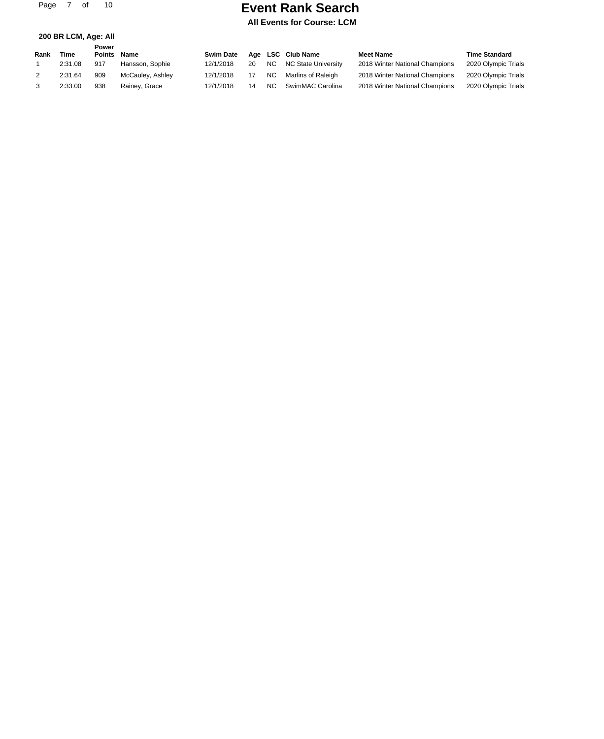# Event Rank Search

**All Events for Course: LCM**

**200 BR LCM, Age: All**

| Rank | Time | Power Points | Name | Swim Date | Age | LSC | Club Name | Meet Name | Time Standard |
|---|---|---|---|---|---|---|---|---|---|
| 1 | 2:31.08 | 917 | Hansson, Sophie | 12/1/2018 | 20 | NC | NC State University | 2018 Winter National Champions | 2020 Olympic Trials |
| 2 | 2:31.64 | 909 | McCauley, Ashley | 12/1/2018 | 17 | NC | Marlins of Raleigh | 2018 Winter National Champions | 2020 Olympic Trials |
| 3 | 2:33.00 | 938 | Rainey, Grace | 12/1/2018 | 14 | NC | SwimMAC Carolina | 2018 Winter National Champions | 2020 Olympic Trials |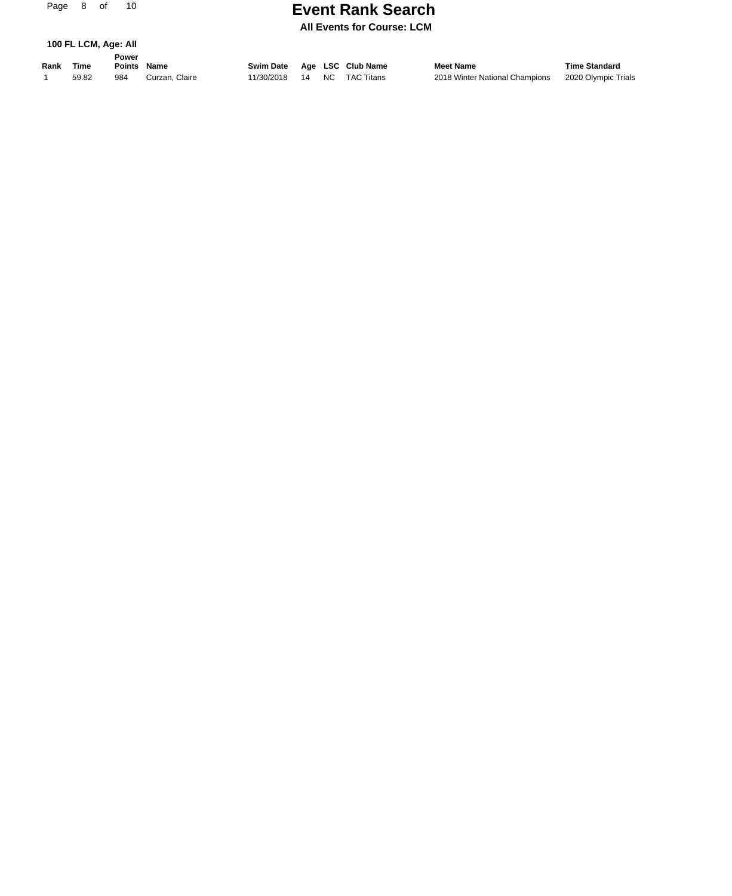# Event Rank Search

**All Events for Course: LCM**

**100 FL LCM, Age: All**

| Rank | Time | Power Points | Name | Swim Date | Age | LSC | Club Name | Meet Name | Time Standard |
|---|---|---|---|---|---|---|---|---|---|
| 1 | 59.82 | 984 | Curzan, Claire | 11/30/2018 | 14 | NC | TAC Titans | 2018 Winter National Champions | 2020 Olympic Trials |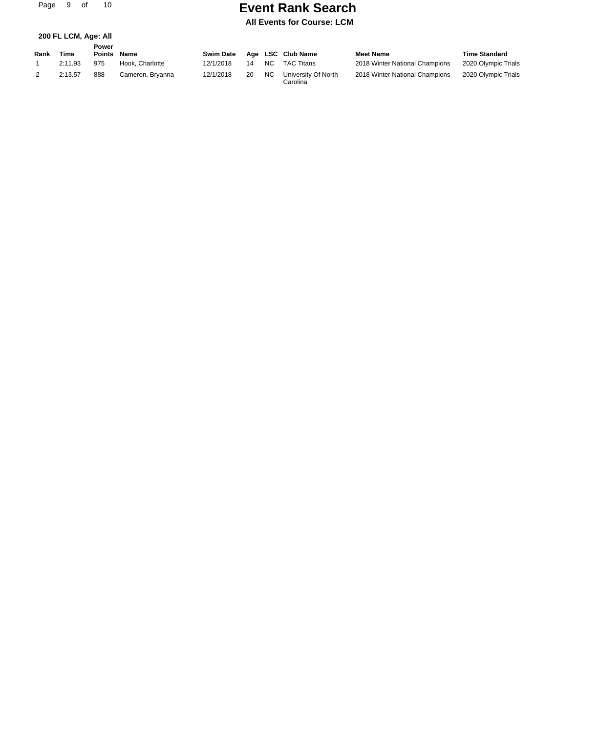# Event Rank Search

**All Events for Course: LCM**

**200 FL LCM, Age: All**

| Rank | Time | Power Points | Name | Swim Date | Age | LSC | Club Name | Meet Name | Time Standard |
|---|---|---|---|---|---|---|---|---|---|
| 1 | 2:11.93 | 975 | Hook, Charlotte | 12/1/2018 | 14 | NC | TAC Titans | 2018 Winter National Champions | 2020 Olympic Trials |
| 2 | 2:13.57 | 888 | Cameron, Bryanna | 12/1/2018 | 20 | NC | University Of North Carolina | 2018 Winter National Champions | 2020 Olympic Trials |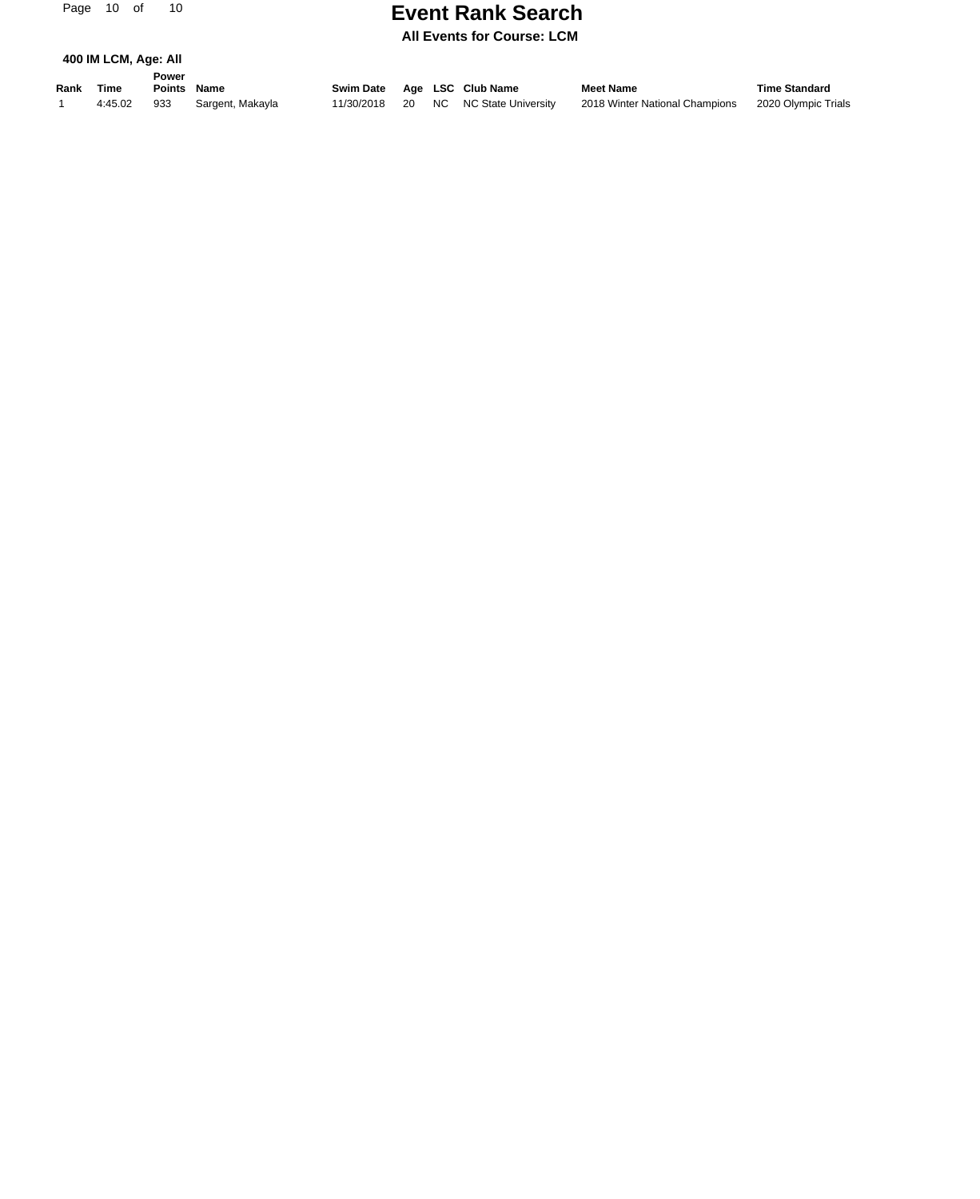# Event Rank Search

**All Events for Course: LCM**

**400 IM LCM, Age: All**

| Rank | Time | Power Points | Name | Swim Date | Age | LSC | Club Name | Meet Name | Time Standard |
|---|---|---|---|---|---|---|---|---|---|
| 1 | 4:45.02 | 933 | Sargent, Makayla | 11/30/2018 | 20 | NC | NC State University | 2018 Winter National Champions | 2020 Olympic Trials |